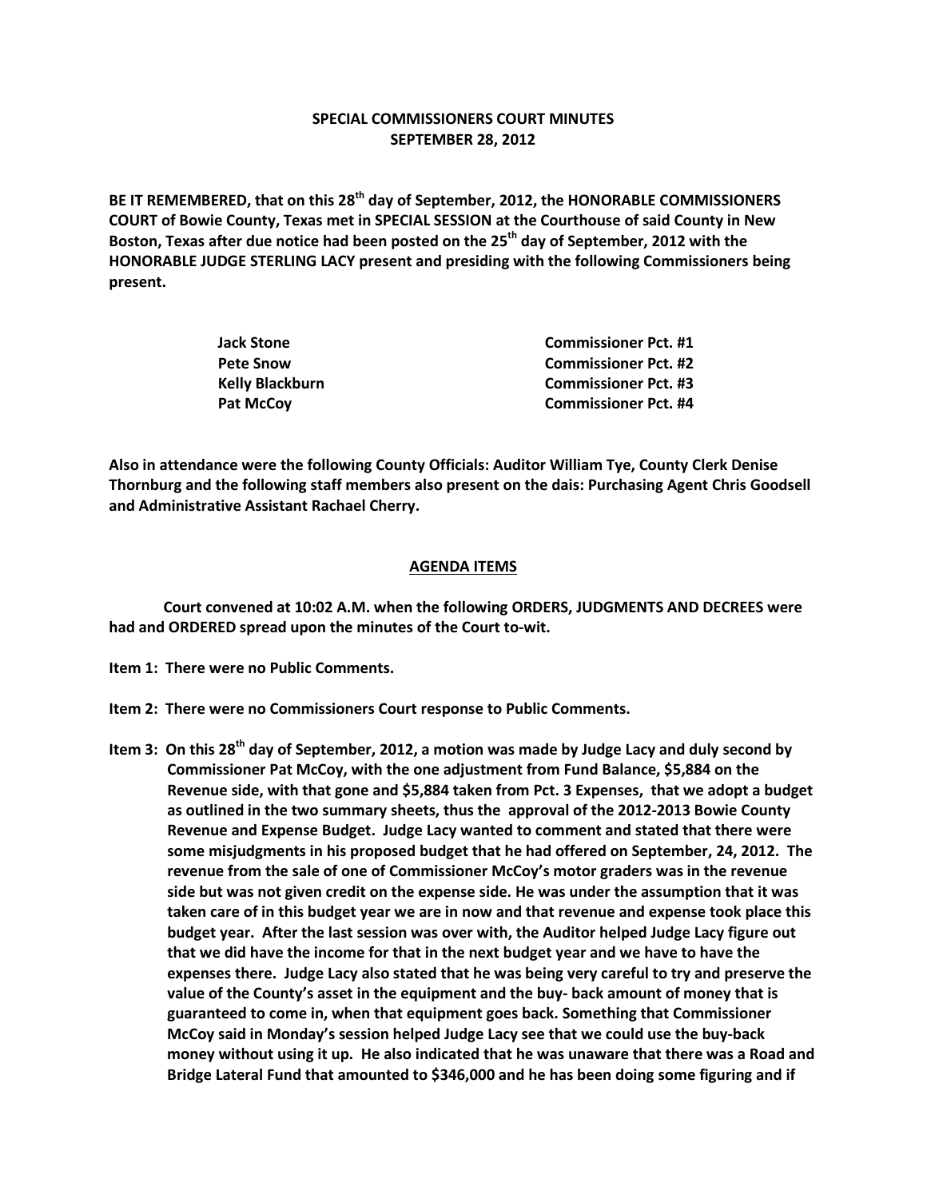**SPECIAL COMMISSIONERS COURT MINUTES**
**SEPTEMBER 28, 2012**

**BE IT REMEMBERED, that on this 28th day of September, 2012, the HONORABLE COMMISSIONERS COURT of Bowie County, Texas met in SPECIAL SESSION at the Courthouse of said County in New Boston, Texas after due notice had been posted on the 25th day of September, 2012 with the HONORABLE JUDGE STERLING LACY present and presiding with the following Commissioners being present.**

| | |
|---|---|
| **Jack Stone** | **Commissioner Pct. #1** |
| **Pete Snow** | **Commissioner Pct. #2** |
| **Kelly Blackburn** | **Commissioner Pct. #3** |
| **Pat McCoy** | **Commissioner Pct. #4** |

**Also in attendance were the following County Officials: Auditor William Tye, County Clerk Denise Thornburg and the following staff members also present on the dais: Purchasing Agent Chris Goodsell and Administrative Assistant Rachael Cherry.**

**AGENDA ITEMS**

**Court convened at 10:02 A.M. when the following ORDERS, JUDGMENTS AND DECREES were had and ORDERED spread upon the minutes of the Court to-wit.**

**Item 1: There were no Public Comments.**

**Item 2: There were no Commissioners Court response to Public Comments.**

**Item 3: On this 28th day of September, 2012, a motion was made by Judge Lacy and duly second by Commissioner Pat McCoy, with the one adjustment from Fund Balance, $5,884 on the Revenue side, with that gone and $5,884 taken from Pct. 3 Expenses, that we adopt a budget as outlined in the two summary sheets, thus the approval of the 2012-2013 Bowie County Revenue and Expense Budget. Judge Lacy wanted to comment and stated that there were some misjudgments in his proposed budget that he had offered on September, 24, 2012. The revenue from the sale of one of Commissioner McCoy's motor graders was in the revenue side but was not given credit on the expense side. He was under the assumption that it was taken care of in this budget year we are in now and that revenue and expense took place this budget year. After the last session was over with, the Auditor helped Judge Lacy figure out that we did have the income for that in the next budget year and we have to have the expenses there. Judge Lacy also stated that he was being very careful to try and preserve the value of the County's asset in the equipment and the buy- back amount of money that is guaranteed to come in, when that equipment goes back. Something that Commissioner McCoy said in Monday's session helped Judge Lacy see that we could use the buy-back money without using it up. He also indicated that he was unaware that there was a Road and Bridge Lateral Fund that amounted to $346,000 and he has been doing some figuring and if**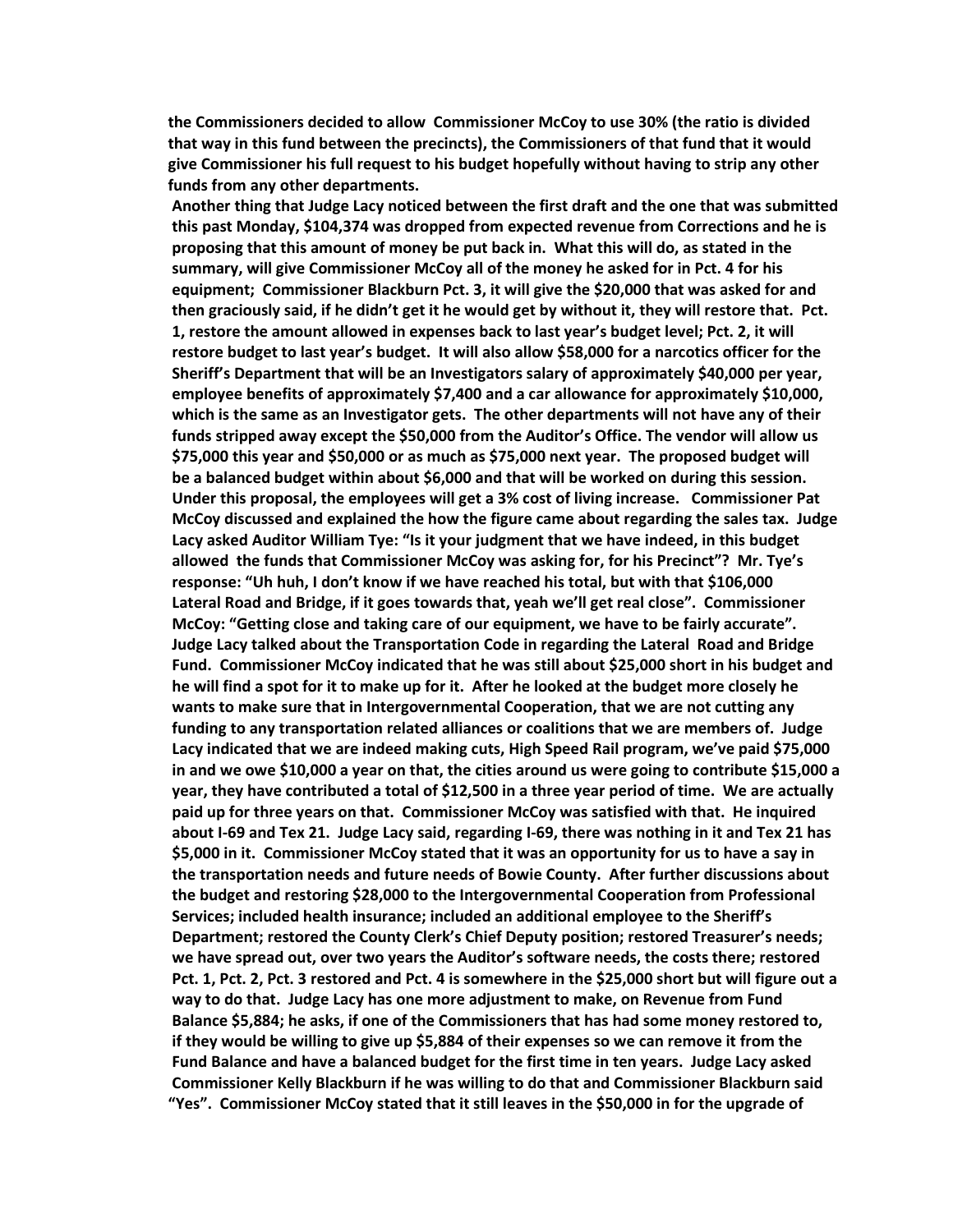**the Commissioners decided to allow Commissioner McCoy to use 30% (the ratio is divided that way in this fund between the precincts), the Commissioners of that fund that it would give Commissioner his full request to his budget hopefully without having to strip any other funds from any other departments.**

**Another thing that Judge Lacy noticed between the first draft and the one that was submitted this past Monday, $104,374 was dropped from expected revenue from Corrections and he is proposing that this amount of money be put back in. What this will do, as stated in the summary, will give Commissioner McCoy all of the money he asked for in Pct. 4 for his equipment; Commissioner Blackburn Pct. 3, it will give the $20,000 that was asked for and then graciously said, if he didn't get it he would get by without it, they will restore that. Pct. 1, restore the amount allowed in expenses back to last year's budget level; Pct. 2, it will restore budget to last year's budget. It will also allow $58,000 for a narcotics officer for the Sheriff's Department that will be an Investigators salary of approximately $40,000 per year, employee benefits of approximately $7,400 and a car allowance for approximately $10,000, which is the same as an Investigator gets. The other departments will not have any of their funds stripped away except the $50,000 from the Auditor's Office. The vendor will allow us $75,000 this year and $50,000 or as much as $75,000 next year. The proposed budget will be a balanced budget within about $6,000 and that will be worked on during this session. Under this proposal, the employees will get a 3% cost of living increase. Commissioner Pat McCoy discussed and explained the how the figure came about regarding the sales tax. Judge Lacy asked Auditor William Tye: "Is it your judgment that we have indeed, in this budget allowed the funds that Commissioner McCoy was asking for, for his Precinct"? Mr. Tye's response: "Uh huh, I don't know if we have reached his total, but with that $106,000 Lateral Road and Bridge, if it goes towards that, yeah we'll get real close". Commissioner McCoy: "Getting close and taking care of our equipment, we have to be fairly accurate". Judge Lacy talked about the Transportation Code in regarding the Lateral Road and Bridge Fund. Commissioner McCoy indicated that he was still about $25,000 short in his budget and he will find a spot for it to make up for it. After he looked at the budget more closely he wants to make sure that in Intergovernmental Cooperation, that we are not cutting any funding to any transportation related alliances or coalitions that we are members of. Judge Lacy indicated that we are indeed making cuts, High Speed Rail program, we've paid $75,000 in and we owe $10,000 a year on that, the cities around us were going to contribute $15,000 a year, they have contributed a total of $12,500 in a three year period of time. We are actually paid up for three years on that. Commissioner McCoy was satisfied with that. He inquired about I-69 and Tex 21. Judge Lacy said, regarding I-69, there was nothing in it and Tex 21 has $5,000 in it. Commissioner McCoy stated that it was an opportunity for us to have a say in the transportation needs and future needs of Bowie County. After further discussions about the budget and restoring $28,000 to the Intergovernmental Cooperation from Professional Services; included health insurance; included an additional employee to the Sheriff's Department; restored the County Clerk's Chief Deputy position; restored Treasurer's needs; we have spread out, over two years the Auditor's software needs, the costs there; restored Pct. 1, Pct. 2, Pct. 3 restored and Pct. 4 is somewhere in the $25,000 short but will figure out a way to do that. Judge Lacy has one more adjustment to make, on Revenue from Fund Balance $5,884; he asks, if one of the Commissioners that has had some money restored to, if they would be willing to give up $5,884 of their expenses so we can remove it from the Fund Balance and have a balanced budget for the first time in ten years. Judge Lacy asked Commissioner Kelly Blackburn if he was willing to do that and Commissioner Blackburn said "Yes". Commissioner McCoy stated that it still leaves in the $50,000 in for the upgrade of**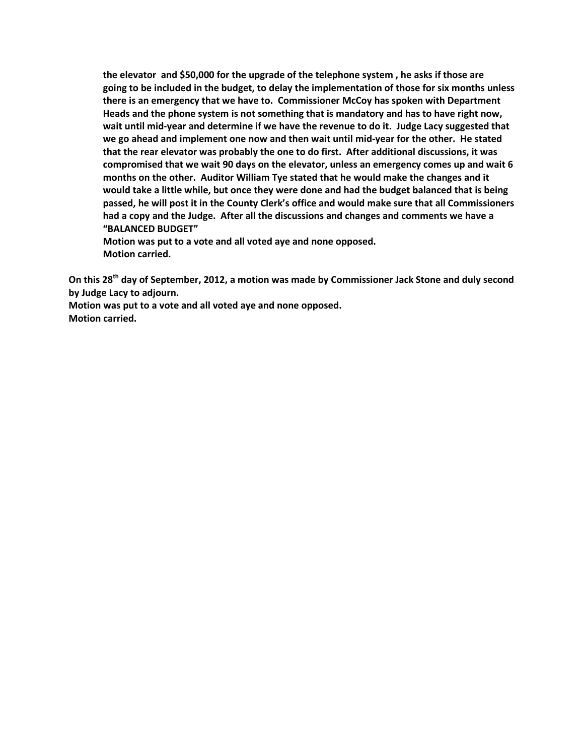**the elevator and $50,000 for the upgrade of the telephone system , he asks if those are going to be included in the budget, to delay the implementation of those for six months unless there is an emergency that we have to. Commissioner McCoy has spoken with Department Heads and the phone system is not something that is mandatory and has to have right now, wait until mid-year and determine if we have the revenue to do it. Judge Lacy suggested that we go ahead and implement one now and then wait until mid-year for the other. He stated that the rear elevator was probably the one to do first. After additional discussions, it was compromised that we wait 90 days on the elevator, unless an emergency comes up and wait 6 months on the other. Auditor William Tye stated that he would make the changes and it would take a little while, but once they were done and had the budget balanced that is being passed, he will post it in the County Clerk's office and would make sure that all Commissioners had a copy and the Judge. After all the discussions and changes and comments we have a "BALANCED BUDGET"**

**Motion was put to a vote and all voted aye and none opposed.**

**Motion carried.**

**On this 28th day of September, 2012, a motion was made by Commissioner Jack Stone and duly second by Judge Lacy to adjourn.**

**Motion was put to a vote and all voted aye and none opposed.**

**Motion carried.**